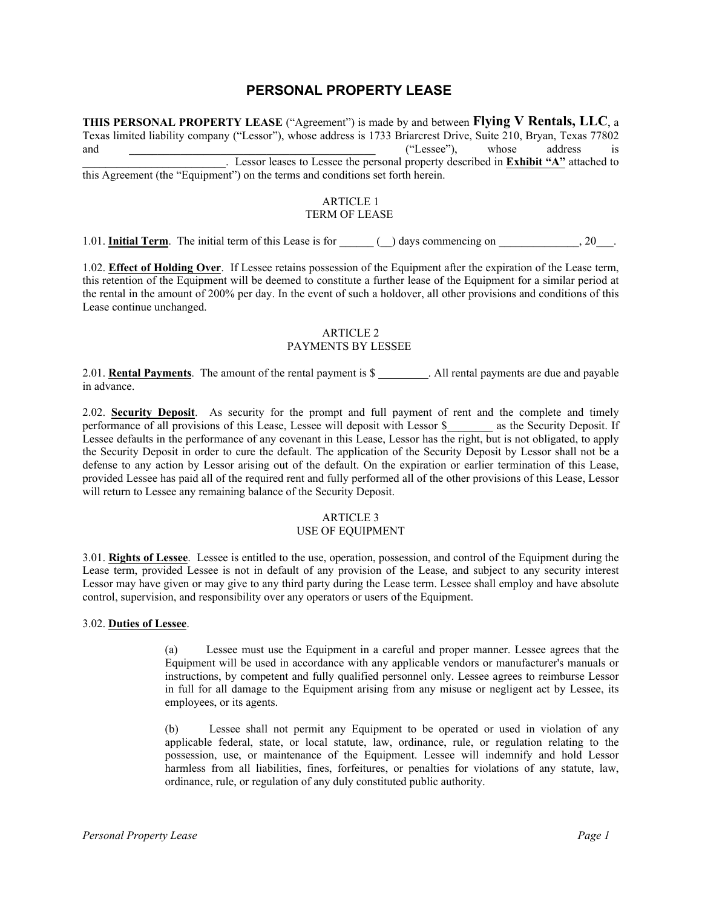# PERSONAL PROPERTY LEASE

**THIS PERSONAL PROPERTY LEASE** ("Agreement") is made by and between **Flying V Rentals, LLC**, a Texas limited liability company ("Lessor"), whose address is 1733 Briarcrest Drive, Suite 210, Bryan, Texas 77802 and ______________________________________ ("Lessee"), whose address is _________________________. Lessor leases to Lessee the personal property described in **Exhibit "A"** attached to this Agreement (the "Equipment") on the terms and conditions set forth herein.

## ARTICLE 1
## TERM OF LEASE

1.01. **Initial Term**. The initial term of this Lease is for ______ (__) days commencing on ______________, 20___.

1.02. **Effect of Holding Over**. If Lessee retains possession of the Equipment after the expiration of the Lease term, this retention of the Equipment will be deemed to constitute a further lease of the Equipment for a similar period at the rental in the amount of 200% per day. In the event of such a holdover, all other provisions and conditions of this Lease continue unchanged.

## ARTICLE 2
## PAYMENTS BY LESSEE

2.01. **Rental Payments**. The amount of the rental payment is $ _________. All rental payments are due and payable in advance.

2.02. **Security Deposit**. As security for the prompt and full payment of rent and the complete and timely performance of all provisions of this Lease, Lessee will deposit with Lessor $________ as the Security Deposit. If Lessee defaults in the performance of any covenant in this Lease, Lessor has the right, but is not obligated, to apply the Security Deposit in order to cure the default. The application of the Security Deposit by Lessor shall not be a defense to any action by Lessor arising out of the default. On the expiration or earlier termination of this Lease, provided Lessee has paid all of the required rent and fully performed all of the other provisions of this Lease, Lessor will return to Lessee any remaining balance of the Security Deposit.

## ARTICLE 3
## USE OF EQUIPMENT

3.01. **Rights of Lessee**. Lessee is entitled to the use, operation, possession, and control of the Equipment during the Lease term, provided Lessee is not in default of any provision of the Lease, and subject to any security interest Lessor may have given or may give to any third party during the Lease term. Lessee shall employ and have absolute control, supervision, and responsibility over any operators or users of the Equipment.

3.02. **Duties of Lessee**.

(a) Lessee must use the Equipment in a careful and proper manner. Lessee agrees that the Equipment will be used in accordance with any applicable vendors or manufacturer's manuals or instructions, by competent and fully qualified personnel only. Lessee agrees to reimburse Lessor in full for all damage to the Equipment arising from any misuse or negligent act by Lessee, its employees, or its agents.

(b) Lessee shall not permit any Equipment to be operated or used in violation of any applicable federal, state, or local statute, law, ordinance, rule, or regulation relating to the possession, use, or maintenance of the Equipment. Lessee will indemnify and hold Lessor harmless from all liabilities, fines, forfeitures, or penalties for violations of any statute, law, ordinance, rule, or regulation of any duly constituted public authority.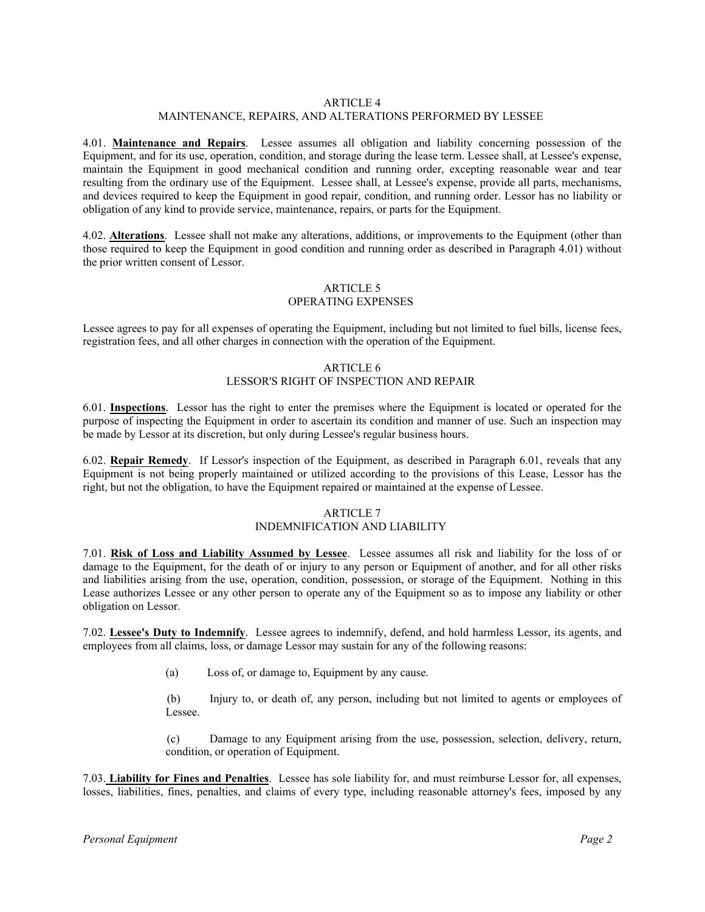## ARTICLE 4
## MAINTENANCE, REPAIRS, AND ALTERATIONS PERFORMED BY LESSEE

4.01. **Maintenance and Repairs**. Lessee assumes all obligation and liability concerning possession of the Equipment, and for its use, operation, condition, and storage during the lease term. Lessee shall, at Lessee's expense, maintain the Equipment in good mechanical condition and running order, excepting reasonable wear and tear resulting from the ordinary use of the Equipment. Lessee shall, at Lessee's expense, provide all parts, mechanisms, and devices required to keep the Equipment in good repair, condition, and running order. Lessor has no liability or obligation of any kind to provide service, maintenance, repairs, or parts for the Equipment.

4.02. **Alterations**. Lessee shall not make any alterations, additions, or improvements to the Equipment (other than those required to keep the Equipment in good condition and running order as described in Paragraph 4.01) without the prior written consent of Lessor.

## ARTICLE 5
## OPERATING EXPENSES

Lessee agrees to pay for all expenses of operating the Equipment, including but not limited to fuel bills, license fees, registration fees, and all other charges in connection with the operation of the Equipment.

## ARTICLE 6
## LESSOR'S RIGHT OF INSPECTION AND REPAIR

6.01. **Inspections**. Lessor has the right to enter the premises where the Equipment is located or operated for the purpose of inspecting the Equipment in order to ascertain its condition and manner of use. Such an inspection may be made by Lessor at its discretion, but only during Lessee's regular business hours.

6.02. **Repair Remedy**. If Lessor's inspection of the Equipment, as described in Paragraph 6.01, reveals that any Equipment is not being properly maintained or utilized according to the provisions of this Lease, Lessor has the right, but not the obligation, to have the Equipment repaired or maintained at the expense of Lessee.

## ARTICLE 7
## INDEMNIFICATION AND LIABILITY

7.01. **Risk of Loss and Liability Assumed by Lessee**. Lessee assumes all risk and liability for the loss of or damage to the Equipment, for the death of or injury to any person or Equipment of another, and for all other risks and liabilities arising from the use, operation, condition, possession, or storage of the Equipment. Nothing in this Lease authorizes Lessee or any other person to operate any of the Equipment so as to impose any liability or other obligation on Lessor.

7.02. **Lessee's Duty to Indemnify**. Lessee agrees to indemnify, defend, and hold harmless Lessor, its agents, and employees from all claims, loss, or damage Lessor may sustain for any of the following reasons:

(a) Loss of, or damage to, Equipment by any cause.

(b) Injury to, or death of, any person, including but not limited to agents or employees of Lessee.

(c) Damage to any Equipment arising from the use, possession, selection, delivery, return, condition, or operation of Equipment.

7.03. **Liability for Fines and Penalties**. Lessee has sole liability for, and must reimburse Lessor for, all expenses, losses, liabilities, fines, penalties, and claims of every type, including reasonable attorney's fees, imposed by any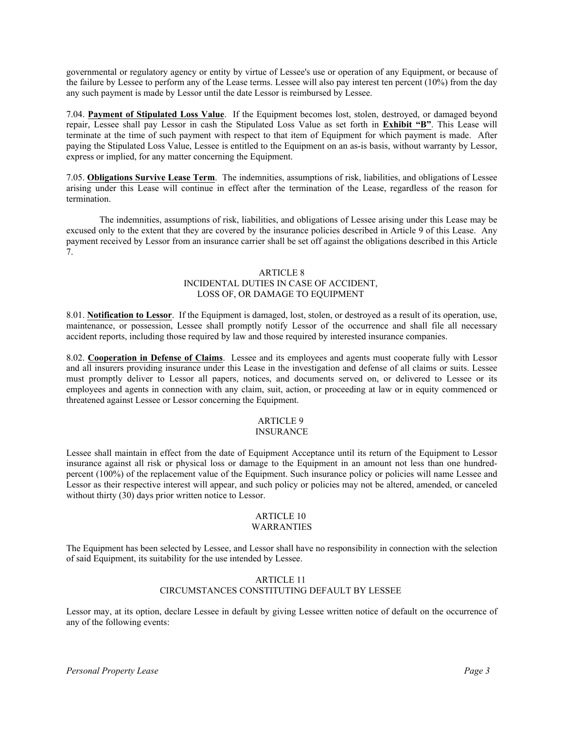governmental or regulatory agency or entity by virtue of Lessee's use or operation of any Equipment, or because of the failure by Lessee to perform any of the Lease terms. Lessee will also pay interest ten percent (10%) from the day any such payment is made by Lessor until the date Lessor is reimbursed by Lessee.

7.04. **Payment of Stipulated Loss Value**. If the Equipment becomes lost, stolen, destroyed, or damaged beyond repair, Lessee shall pay Lessor in cash the Stipulated Loss Value as set forth in **Exhibit "B"**. This Lease will terminate at the time of such payment with respect to that item of Equipment for which payment is made. After paying the Stipulated Loss Value, Lessee is entitled to the Equipment on an as-is basis, without warranty by Lessor, express or implied, for any matter concerning the Equipment.

7.05. **Obligations Survive Lease Term**. The indemnities, assumptions of risk, liabilities, and obligations of Lessee arising under this Lease will continue in effect after the termination of the Lease, regardless of the reason for termination.

The indemnities, assumptions of risk, liabilities, and obligations of Lessee arising under this Lease may be excused only to the extent that they are covered by the insurance policies described in Article 9 of this Lease. Any payment received by Lessor from an insurance carrier shall be set off against the obligations described in this Article 7.

## ARTICLE 8
## INCIDENTAL DUTIES IN CASE OF ACCIDENT, LOSS OF, OR DAMAGE TO EQUIPMENT

8.01. **Notification to Lessor**. If the Equipment is damaged, lost, stolen, or destroyed as a result of its operation, use, maintenance, or possession, Lessee shall promptly notify Lessor of the occurrence and shall file all necessary accident reports, including those required by law and those required by interested insurance companies.

8.02. **Cooperation in Defense of Claims**. Lessee and its employees and agents must cooperate fully with Lessor and all insurers providing insurance under this Lease in the investigation and defense of all claims or suits. Lessee must promptly deliver to Lessor all papers, notices, and documents served on, or delivered to Lessee or its employees and agents in connection with any claim, suit, action, or proceeding at law or in equity commenced or threatened against Lessee or Lessor concerning the Equipment.

## ARTICLE 9
## INSURANCE

Lessee shall maintain in effect from the date of Equipment Acceptance until its return of the Equipment to Lessor insurance against all risk or physical loss or damage to the Equipment in an amount not less than one hundred-percent (100%) of the replacement value of the Equipment. Such insurance policy or policies will name Lessee and Lessor as their respective interest will appear, and such policy or policies may not be altered, amended, or canceled without thirty (30) days prior written notice to Lessor.

## ARTICLE 10
## WARRANTIES

The Equipment has been selected by Lessee, and Lessor shall have no responsibility in connection with the selection of said Equipment, its suitability for the use intended by Lessee.

## ARTICLE 11
## CIRCUMSTANCES CONSTITUTING DEFAULT BY LESSEE

Lessor may, at its option, declare Lessee in default by giving Lessee written notice of default on the occurrence of any of the following events: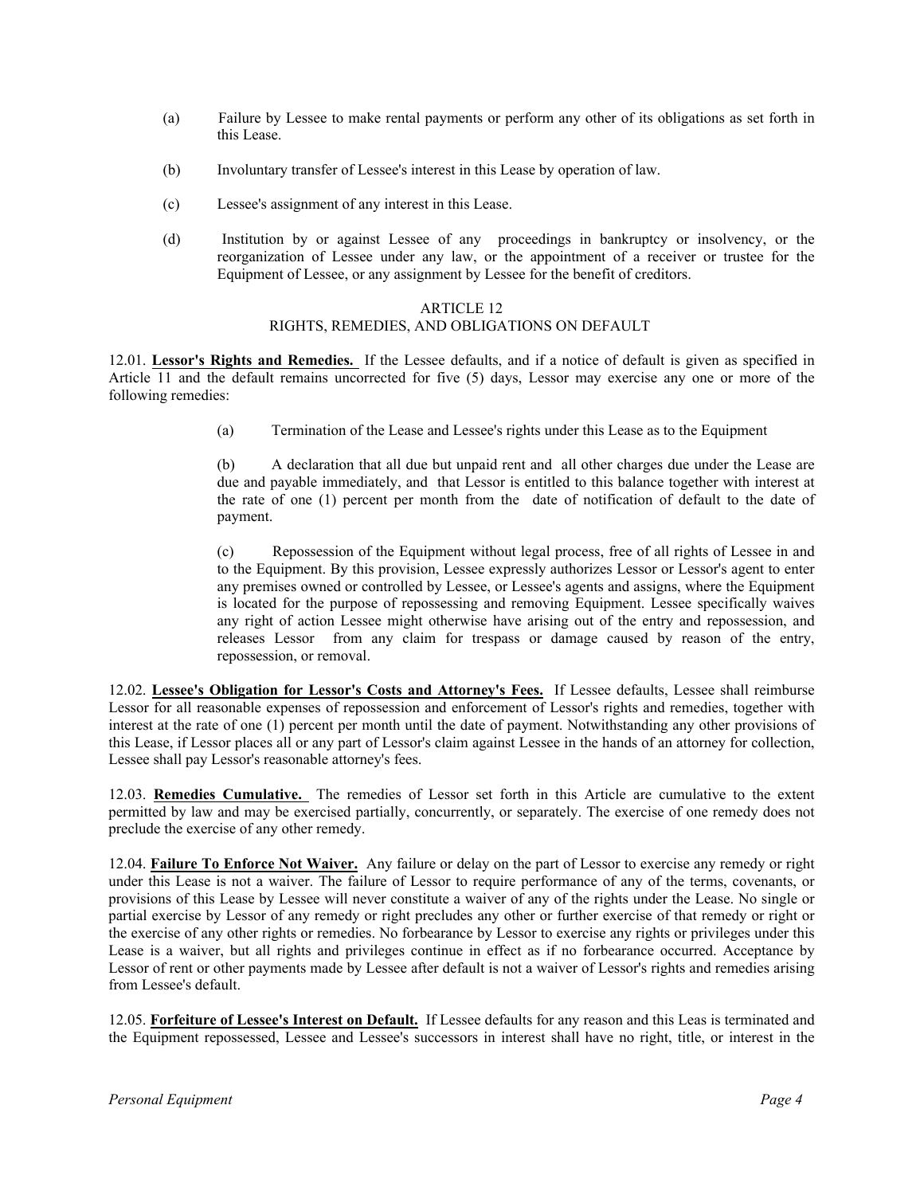(a) Failure by Lessee to make rental payments or perform any other of its obligations as set forth in this Lease.

(b) Involuntary transfer of Lessee's interest in this Lease by operation of law.

(c) Lessee's assignment of any interest in this Lease.

(d) Institution by or against Lessee of any proceedings in bankruptcy or insolvency, or the reorganization of Lessee under any law, or the appointment of a receiver or trustee for the Equipment of Lessee, or any assignment by Lessee for the benefit of creditors.

## ARTICLE 12
## RIGHTS, REMEDIES, AND OBLIGATIONS ON DEFAULT

12.01. **Lessor's Rights and Remedies.** If the Lessee defaults, and if a notice of default is given as specified in Article 11 and the default remains uncorrected for five (5) days, Lessor may exercise any one or more of the following remedies:

(a) Termination of the Lease and Lessee's rights under this Lease as to the Equipment

(b) A declaration that all due but unpaid rent and all other charges due under the Lease are due and payable immediately, and that Lessor is entitled to this balance together with interest at the rate of one (1) percent per month from the date of notification of default to the date of payment.

(c) Repossession of the Equipment without legal process, free of all rights of Lessee in and to the Equipment. By this provision, Lessee expressly authorizes Lessor or Lessor's agent to enter any premises owned or controlled by Lessee, or Lessee's agents and assigns, where the Equipment is located for the purpose of repossessing and removing Equipment. Lessee specifically waives any right of action Lessee might otherwise have arising out of the entry and repossession, and releases Lessor from any claim for trespass or damage caused by reason of the entry, repossession, or removal.

12.02. **Lessee's Obligation for Lessor's Costs and Attorney's Fees.** If Lessee defaults, Lessee shall reimburse Lessor for all reasonable expenses of repossession and enforcement of Lessor's rights and remedies, together with interest at the rate of one (1) percent per month until the date of payment. Notwithstanding any other provisions of this Lease, if Lessor places all or any part of Lessor's claim against Lessee in the hands of an attorney for collection, Lessee shall pay Lessor's reasonable attorney's fees.

12.03. **Remedies Cumulative.** The remedies of Lessor set forth in this Article are cumulative to the extent permitted by law and may be exercised partially, concurrently, or separately. The exercise of one remedy does not preclude the exercise of any other remedy.

12.04. **Failure To Enforce Not Waiver.** Any failure or delay on the part of Lessor to exercise any remedy or right under this Lease is not a waiver. The failure of Lessor to require performance of any of the terms, covenants, or provisions of this Lease by Lessee will never constitute a waiver of any of the rights under the Lease. No single or partial exercise by Lessor of any remedy or right precludes any other or further exercise of that remedy or right or the exercise of any other rights or remedies. No forbearance by Lessor to exercise any rights or privileges under this Lease is a waiver, but all rights and privileges continue in effect as if no forbearance occurred. Acceptance by Lessor of rent or other payments made by Lessee after default is not a waiver of Lessor's rights and remedies arising from Lessee's default.

12.05. **Forfeiture of Lessee's Interest on Default.** If Lessee defaults for any reason and this Leas is terminated and the Equipment repossessed, Lessee and Lessee's successors in interest shall have no right, title, or interest in the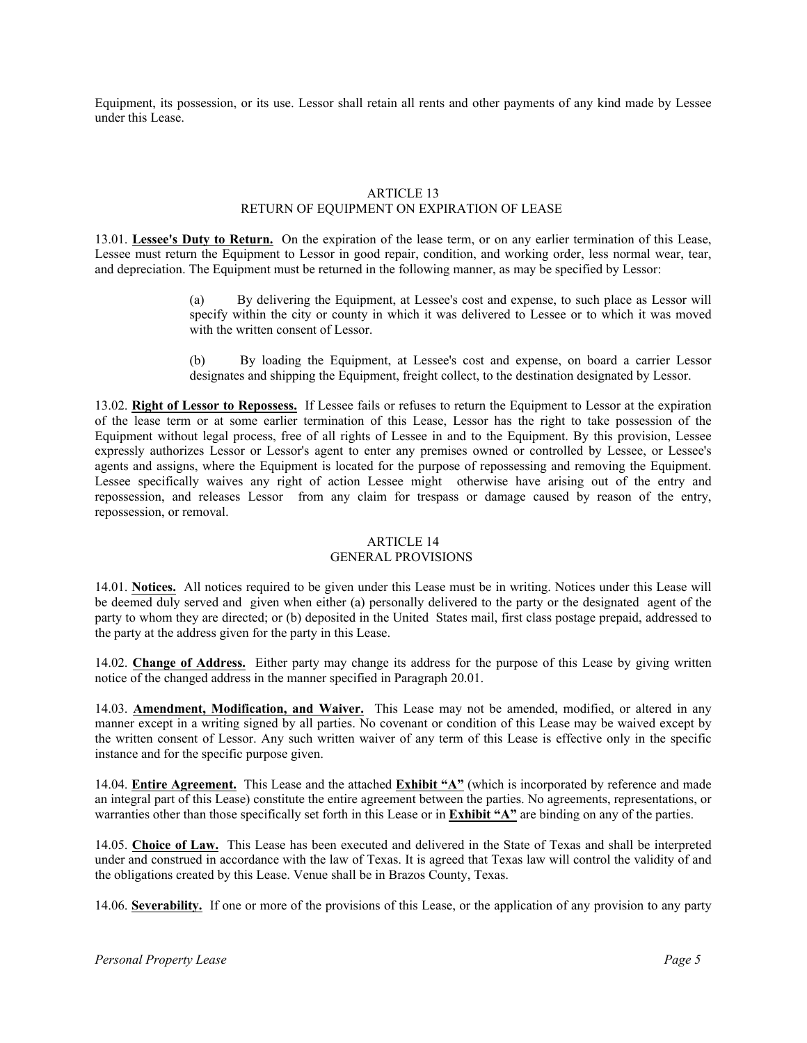Equipment, its possession, or its use. Lessor shall retain all rents and other payments of any kind made by Lessee under this Lease.

## ARTICLE 13
## RETURN OF EQUIPMENT ON EXPIRATION OF LEASE

13.01. **Lessee's Duty to Return.** On the expiration of the lease term, or on any earlier termination of this Lease, Lessee must return the Equipment to Lessor in good repair, condition, and working order, less normal wear, tear, and depreciation. The Equipment must be returned in the following manner, as may be specified by Lessor:

> (a) By delivering the Equipment, at Lessee's cost and expense, to such place as Lessor will specify within the city or county in which it was delivered to Lessee or to which it was moved with the written consent of Lessor.
>
> (b) By loading the Equipment, at Lessee's cost and expense, on board a carrier Lessor designates and shipping the Equipment, freight collect, to the destination designated by Lessor.

13.02. **Right of Lessor to Repossess.** If Lessee fails or refuses to return the Equipment to Lessor at the expiration of the lease term or at some earlier termination of this Lease, Lessor has the right to take possession of the Equipment without legal process, free of all rights of Lessee in and to the Equipment. By this provision, Lessee expressly authorizes Lessor or Lessor's agent to enter any premises owned or controlled by Lessee, or Lessee's agents and assigns, where the Equipment is located for the purpose of repossessing and removing the Equipment. Lessee specifically waives any right of action Lessee might otherwise have arising out of the entry and repossession, and releases Lessor from any claim for trespass or damage caused by reason of the entry, repossession, or removal.

## ARTICLE 14
## GENERAL PROVISIONS

14.01. **Notices.** All notices required to be given under this Lease must be in writing. Notices under this Lease will be deemed duly served and given when either (a) personally delivered to the party or the designated agent of the party to whom they are directed; or (b) deposited in the United States mail, first class postage prepaid, addressed to the party at the address given for the party in this Lease.

14.02. **Change of Address.** Either party may change its address for the purpose of this Lease by giving written notice of the changed address in the manner specified in Paragraph 20.01.

14.03. **Amendment, Modification, and Waiver.** This Lease may not be amended, modified, or altered in any manner except in a writing signed by all parties. No covenant or condition of this Lease may be waived except by the written consent of Lessor. Any such written waiver of any term of this Lease is effective only in the specific instance and for the specific purpose given.

14.04. **Entire Agreement.** This Lease and the attached **Exhibit "A"** (which is incorporated by reference and made an integral part of this Lease) constitute the entire agreement between the parties. No agreements, representations, or warranties other than those specifically set forth in this Lease or in **Exhibit "A"** are binding on any of the parties.

14.05. **Choice of Law.** This Lease has been executed and delivered in the State of Texas and shall be interpreted under and construed in accordance with the law of Texas. It is agreed that Texas law will control the validity of and the obligations created by this Lease. Venue shall be in Brazos County, Texas.

14.06. **Severability.** If one or more of the provisions of this Lease, or the application of any provision to any party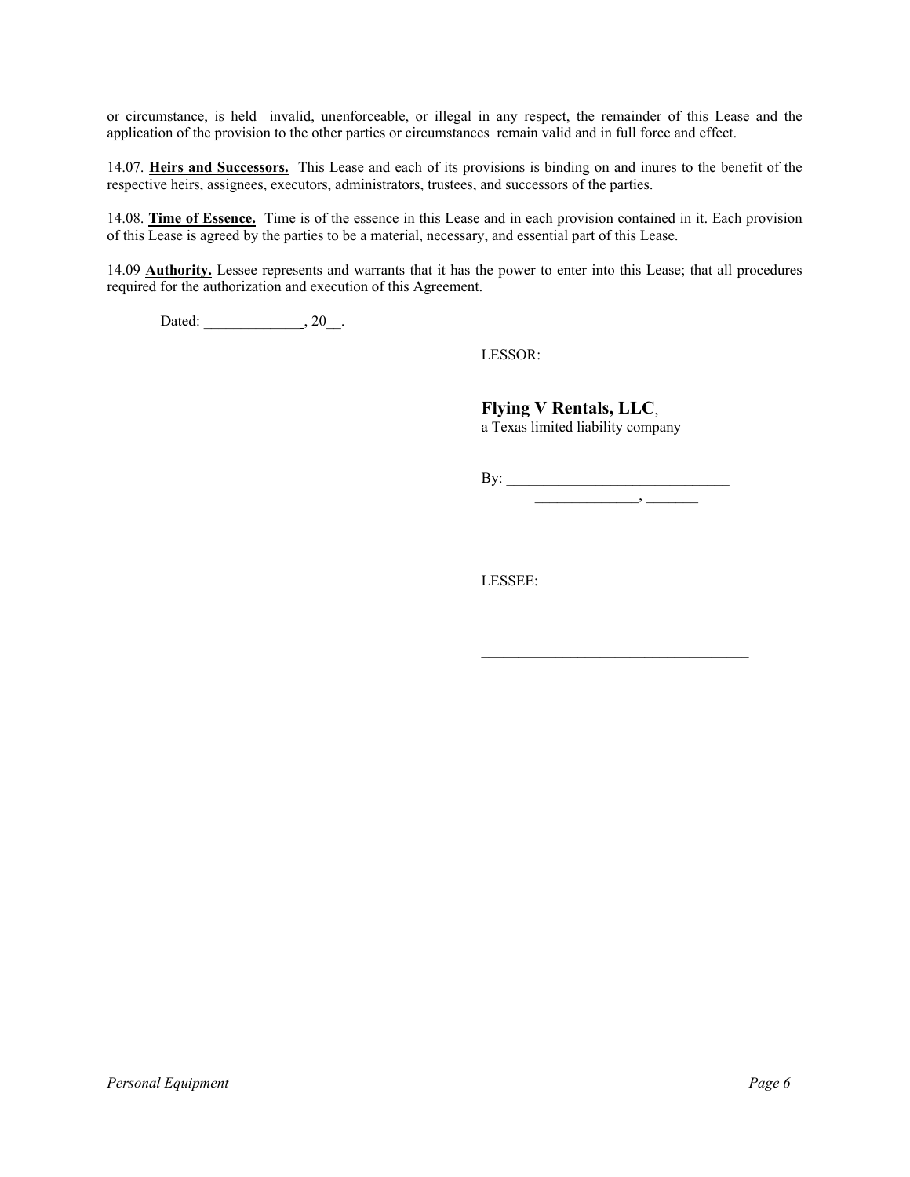or circumstance, is held invalid, unenforceable, or illegal in any respect, the remainder of this Lease and the application of the provision to the other parties or circumstances remain valid and in full force and effect.

14.07. **Heirs and Successors.** This Lease and each of its provisions is binding on and inures to the benefit of the respective heirs, assignees, executors, administrators, trustees, and successors of the parties.

14.08. **Time of Essence.** Time is of the essence in this Lease and in each provision contained in it. Each provision of this Lease is agreed by the parties to be a material, necessary, and essential part of this Lease.

14.09 **Authority.** Lessee represents and warrants that it has the power to enter into this Lease; that all procedures required for the authorization and execution of this Agreement.

Dated: _____________, 20__.

LESSOR:

**Flying V Rentals, LLC**,
a Texas limited liability company

By: ______________________________
______________, _______

LESSEE:

____________________________________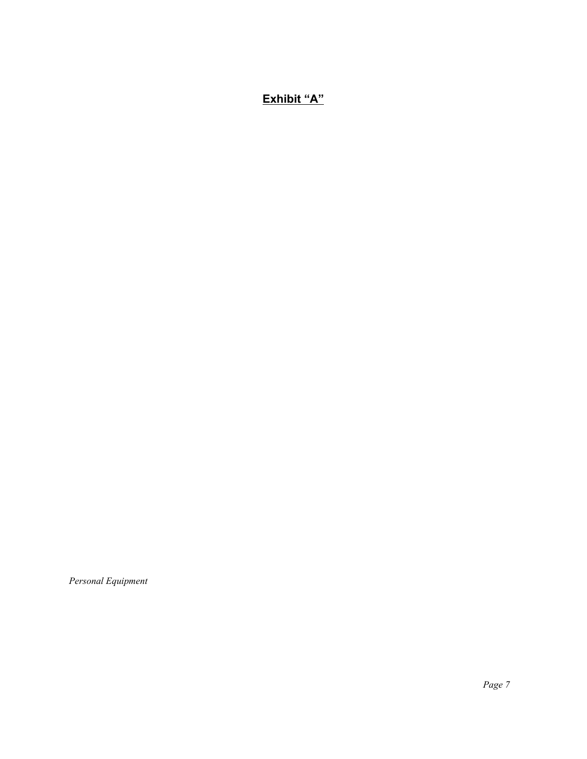**<u>Exhibit "A"</u>**

*Personal Equipment*